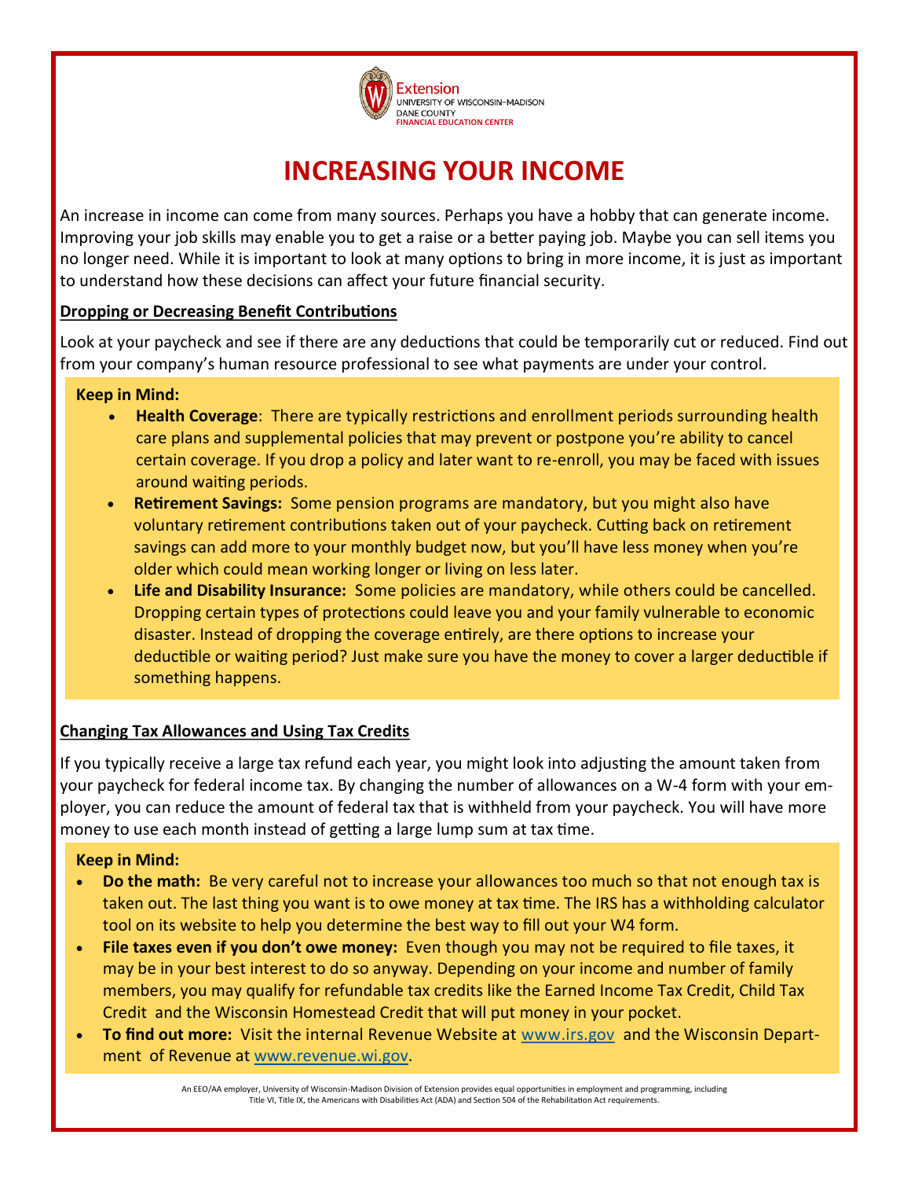Extension
UNIVERSITY OF WISCONSIN–MADISON
DANE COUNTY
FINANCIAL EDUCATION CENTER

# INCREASING YOUR INCOME

An increase in income can come from many sources. Perhaps you have a hobby that can generate income. Improving your job skills may enable you to get a raise or a better paying job. Maybe you can sell items you no longer need. While it is important to look at many options to bring in more income, it is just as important to understand how these decisions can affect your future financial security.

## Dropping or Decreasing Benefit Contributions

Look at your paycheck and see if there are any deductions that could be temporarily cut or reduced. Find out from your company's human resource professional to see what payments are under your control.

**Keep in Mind:**

- **Health Coverage**: There are typically restrictions and enrollment periods surrounding health care plans and supplemental policies that may prevent or postpone you're ability to cancel certain coverage. If you drop a policy and later want to re-enroll, you may be faced with issues around waiting periods.
- **Retirement Savings:** Some pension programs are mandatory, but you might also have voluntary retirement contributions taken out of your paycheck. Cutting back on retirement savings can add more to your monthly budget now, but you'll have less money when you're older which could mean working longer or living on less later.
- **Life and Disability Insurance:** Some policies are mandatory, while others could be cancelled. Dropping certain types of protections could leave you and your family vulnerable to economic disaster. Instead of dropping the coverage entirely, are there options to increase your deductible or waiting period? Just make sure you have the money to cover a larger deductible if something happens.

## Changing Tax Allowances and Using Tax Credits

If you typically receive a large tax refund each year, you might look into adjusting the amount taken from your paycheck for federal income tax. By changing the number of allowances on a W-4 form with your employer, you can reduce the amount of federal tax that is withheld from your paycheck. You will have more money to use each month instead of getting a large lump sum at tax time.

**Keep in Mind:**

- **Do the math:** Be very careful not to increase your allowances too much so that not enough tax is taken out. The last thing you want is to owe money at tax time. The IRS has a withholding calculator tool on its website to help you determine the best way to fill out your W4 form.
- **File taxes even if you don't owe money:** Even though you may not be required to file taxes, it may be in your best interest to do so anyway. Depending on your income and number of family members, you may qualify for refundable tax credits like the Earned Income Tax Credit, Child Tax Credit and the Wisconsin Homestead Credit that will put money in your pocket.
- **To find out more:** Visit the internal Revenue Website at www.irs.gov and the Wisconsin Department of Revenue at www.revenue.wi.gov.

An EEO/AA employer, University of Wisconsin-Madison Division of Extension provides equal opportunities in employment and programming, including Title VI, Title IX, the Americans with Disabilities Act (ADA) and Section 504 of the Rehabilitation Act requirements.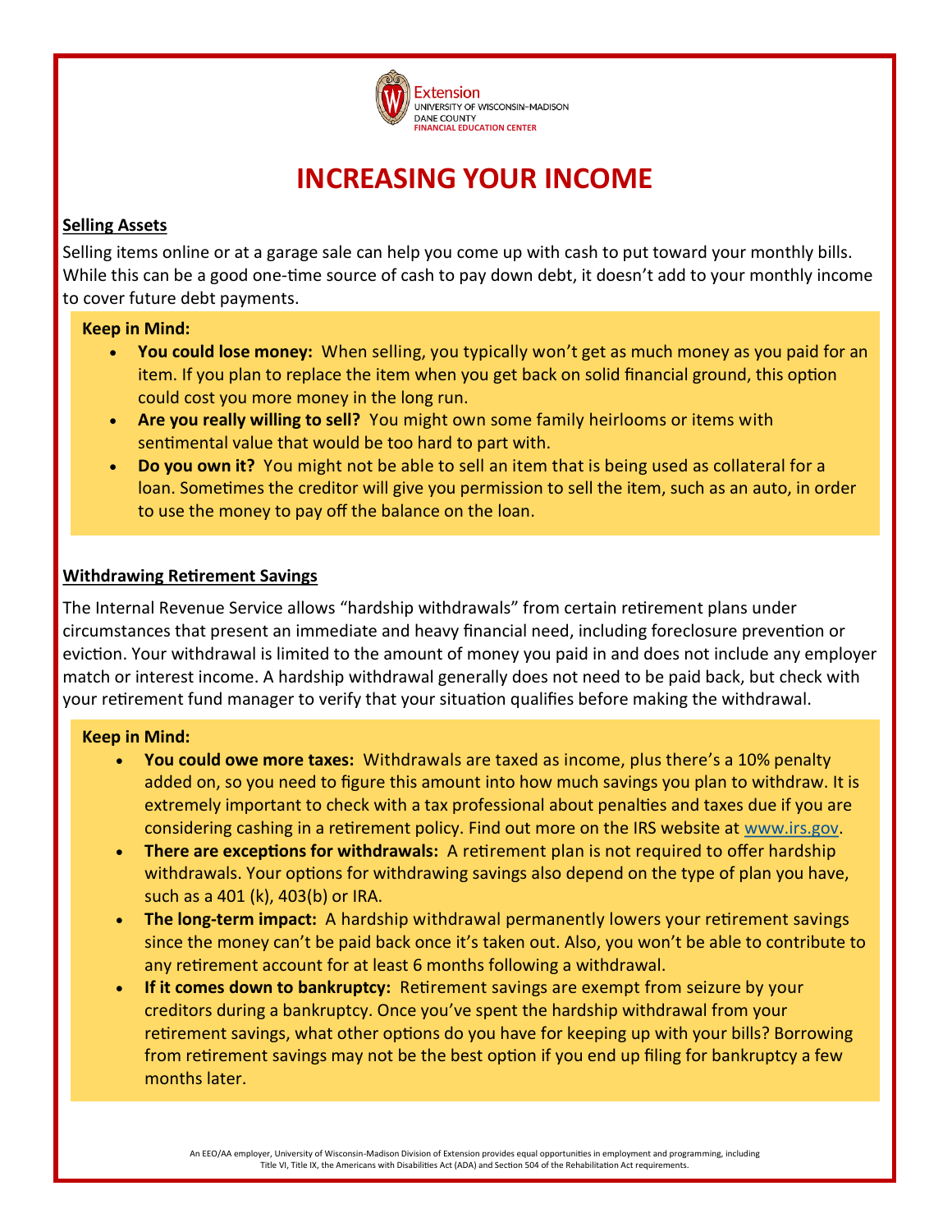Extension
UNIVERSITY OF WISCONSIN–MADISON
DANE COUNTY
FINANCIAL EDUCATION CENTER

# INCREASING YOUR INCOME

## Selling Assets

Selling items online or at a garage sale can help you come up with cash to put toward your monthly bills. While this can be a good one-time source of cash to pay down debt, it doesn't add to your monthly income to cover future debt payments.

**Keep in Mind:**

- **You could lose money:** When selling, you typically won't get as much money as you paid for an item. If you plan to replace the item when you get back on solid financial ground, this option could cost you more money in the long run.
- **Are you really willing to sell?** You might own some family heirlooms or items with sentimental value that would be too hard to part with.
- **Do you own it?** You might not be able to sell an item that is being used as collateral for a loan. Sometimes the creditor will give you permission to sell the item, such as an auto, in order to use the money to pay off the balance on the loan.

## Withdrawing Retirement Savings

The Internal Revenue Service allows "hardship withdrawals" from certain retirement plans under circumstances that present an immediate and heavy financial need, including foreclosure prevention or eviction. Your withdrawal is limited to the amount of money you paid in and does not include any employer match or interest income. A hardship withdrawal generally does not need to be paid back, but check with your retirement fund manager to verify that your situation qualifies before making the withdrawal.

**Keep in Mind:**

- **You could owe more taxes:** Withdrawals are taxed as income, plus there's a 10% penalty added on, so you need to figure this amount into how much savings you plan to withdraw. It is extremely important to check with a tax professional about penalties and taxes due if you are considering cashing in a retirement policy. Find out more on the IRS website at www.irs.gov.
- **There are exceptions for withdrawals:** A retirement plan is not required to offer hardship withdrawals. Your options for withdrawing savings also depend on the type of plan you have, such as a 401 (k), 403(b) or IRA.
- **The long-term impact:** A hardship withdrawal permanently lowers your retirement savings since the money can't be paid back once it's taken out. Also, you won't be able to contribute to any retirement account for at least 6 months following a withdrawal.
- **If it comes down to bankruptcy:** Retirement savings are exempt from seizure by your creditors during a bankruptcy. Once you've spent the hardship withdrawal from your retirement savings, what other options do you have for keeping up with your bills? Borrowing from retirement savings may not be the best option if you end up filing for bankruptcy a few months later.

An EEO/AA employer, University of Wisconsin-Madison Division of Extension provides equal opportunities in employment and programming, including Title VI, Title IX, the Americans with Disabilities Act (ADA) and Section 504 of the Rehabilitation Act requirements.